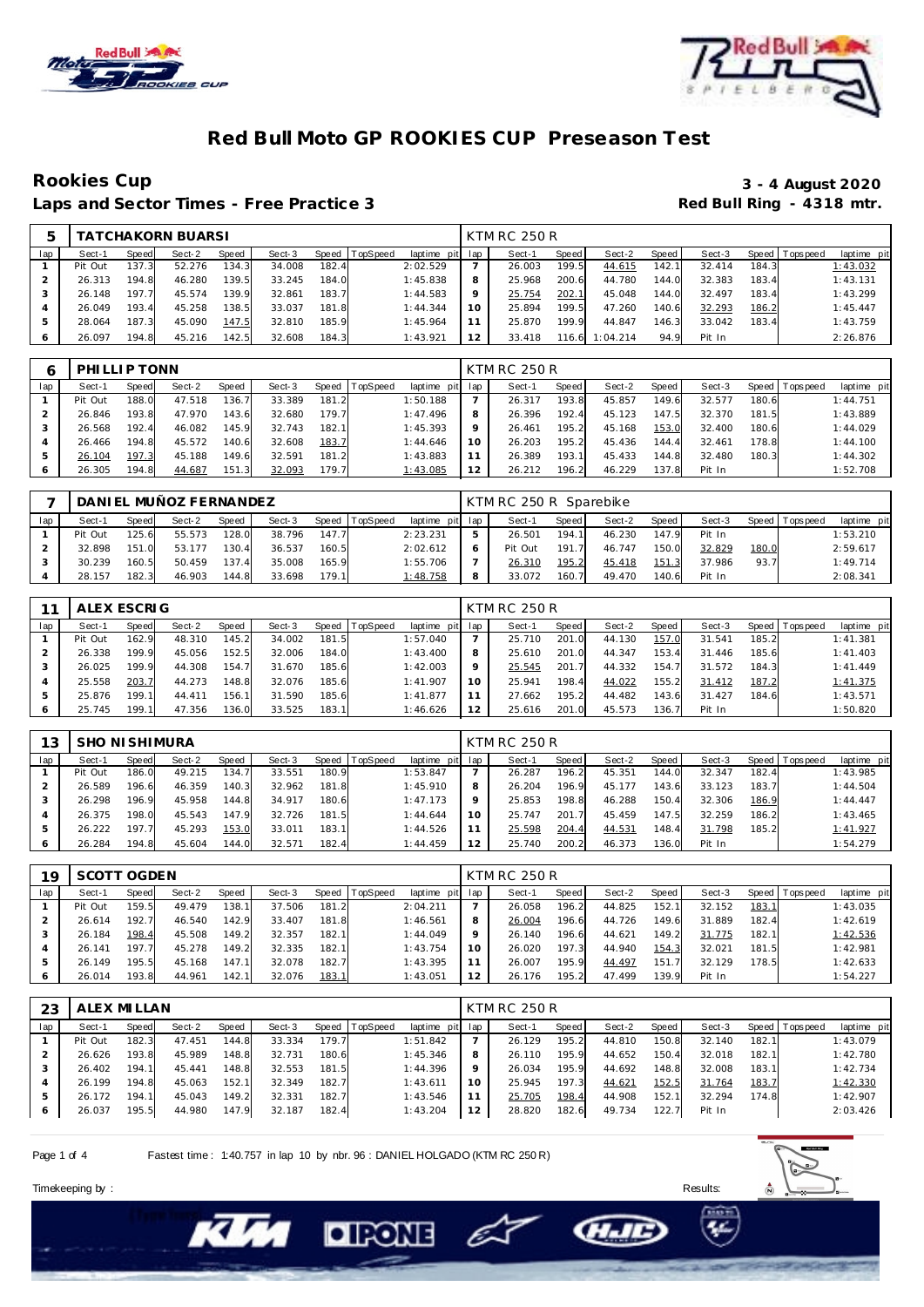# Red Bull Moto GP ROOKIES CUP Preseason Test

## Rookies Cup

**3 - 4 August 2020**

**Laps and Sector Times - Free Practice 3**

**Red Bull Ring - 4318 mtr.**

| 5 | TATCHAKORN BUARSI | | | | | | | | KTM RC 250 R | | | | | | | | |
|---|---|---|---|---|---|---|---|---|---|---|---|---|---|---|---|---|---|
| lap | Sect-1 | Speed | Sect-2 | Speed | Sect-3 | Speed | TopSpeed | laptime pit | lap | Sect-1 | Speed | Sect-2 | Speed | Sect-3 | Speed | Topspeed | laptime pit |
| 1 | Pit Out | 137.3 | 52.276 | 134.3 | 34.008 | 182.4 | | 2:02.529 | 7 | 26.003 | 199.5 | 44.615 | 142.1 | 32.414 | 184.3 | | 1:43.032 |
| 2 | 26.313 | 194.8 | 46.280 | 139.5 | 33.245 | 184.0 | | 1:45.838 | 8 | 25.968 | 200.6 | 44.780 | 144.0 | 32.383 | 183.4 | | 1:43.131 |
| 3 | 26.148 | 197.7 | 45.574 | 139.9 | 32.861 | 183.7 | | 1:44.583 | 9 | 25.754 | 202.1 | 45.048 | 144.0 | 32.497 | 183.4 | | 1:43.299 |
| 4 | 26.049 | 193.4 | 45.258 | 138.5 | 33.037 | 181.8 | | 1:44.344 | 10 | 25.894 | 199.5 | 47.260 | 140.6 | 32.293 | 186.2 | | 1:45.447 |
| 5 | 28.064 | 187.3 | 45.090 | 147.5 | 32.810 | 185.9 | | 1:45.964 | 11 | 25.870 | 199.9 | 44.847 | 146.3 | 33.042 | 183.4 | | 1:43.759 |
| 6 | 26.097 | 194.8 | 45.216 | 142.5 | 32.608 | 184.3 | | 1:43.921 | 12 | 33.418 | 116.6 | 1:04.214 | 94.9 | Pit In | | | 2:26.876 |

| 6 | PHILLIP TONN | | | | | | | | KTM RC 250 R | | | | | | | | |
|---|---|---|---|---|---|---|---|---|---|---|---|---|---|---|---|---|---|
| lap | Sect-1 | Speed | Sect-2 | Speed | Sect-3 | Speed | TopSpeed | laptime pit | lap | Sect-1 | Speed | Sect-2 | Speed | Sect-3 | Speed | Topspeed | laptime pit |
| 1 | Pit Out | 188.0 | 47.518 | 136.7 | 33.389 | 181.2 | | 1:50.188 | 7 | 26.317 | 193.8 | 45.857 | 149.6 | 32.577 | 180.6 | | 1:44.751 |
| 2 | 26.846 | 193.8 | 47.970 | 143.6 | 32.680 | 179.7 | | 1:47.496 | 8 | 26.396 | 192.4 | 45.123 | 147.5 | 32.370 | 181.5 | | 1:43.889 |
| 3 | 26.568 | 192.4 | 46.082 | 145.9 | 32.743 | 182.1 | | 1:45.393 | 9 | 26.461 | 195.2 | 45.168 | 153.0 | 32.400 | 180.6 | | 1:44.029 |
| 4 | 26.466 | 194.8 | 45.572 | 140.6 | 32.608 | 183.7 | | 1:44.646 | 10 | 26.203 | 195.2 | 45.436 | 144.4 | 32.461 | 178.8 | | 1:44.100 |
| 5 | 26.104 | 197.3 | 45.188 | 149.6 | 32.591 | 181.2 | | 1:43.883 | 11 | 26.389 | 193.1 | 45.433 | 144.8 | 32.480 | 180.3 | | 1:44.302 |
| 6 | 26.305 | 194.8 | 44.687 | 151.3 | 32.093 | 179.7 | | 1:43.085 | 12 | 26.212 | 196.2 | 46.229 | 137.8 | Pit In | | | 1:52.708 |

| 7 | DANIEL MUÑOZ FERNANDEZ | | | | | | | | KTM RC 250 R Sparebike | | | | | | | | |
|---|---|---|---|---|---|---|---|---|---|---|---|---|---|---|---|---|---|
| lap | Sect-1 | Speed | Sect-2 | Speed | Sect-3 | Speed | TopSpeed | laptime pit | lap | Sect-1 | Speed | Sect-2 | Speed | Sect-3 | Speed | Topspeed | laptime pit |
| 1 | Pit Out | 125.6 | 55.573 | 128.0 | 38.796 | 147.7 | | 2:23.231 | 5 | 26.501 | 194.1 | 46.230 | 147.9 | Pit In | | | 1:53.210 |
| 2 | 32.898 | 151.0 | 53.177 | 130.4 | 36.537 | 160.5 | | 2:02.612 | 6 | Pit Out | 191.7 | 46.747 | 150.0 | 32.829 | 180.0 | | 2:59.617 |
| 3 | 30.239 | 160.5 | 50.459 | 137.4 | 35.008 | 165.9 | | 1:55.706 | 7 | 26.310 | 195.2 | 45.418 | 151.3 | 37.986 | 93.7 | | 1:49.714 |
| 4 | 28.157 | 182.3 | 46.903 | 144.8 | 33.698 | 179.1 | | 1:48.758 | 8 | 33.072 | 160.7 | 49.470 | 140.6 | Pit In | | | 2:08.341 |

| 11 | ALEX ESCRIG | | | | | | | | KTM RC 250 R | | | | | | | | |
|---|---|---|---|---|---|---|---|---|---|---|---|---|---|---|---|---|---|
| lap | Sect-1 | Speed | Sect-2 | Speed | Sect-3 | Speed | TopSpeed | laptime pit | lap | Sect-1 | Speed | Sect-2 | Speed | Sect-3 | Speed | Topspeed | laptime pit |
| 1 | Pit Out | 162.9 | 48.310 | 145.2 | 34.002 | 181.5 | | 1:57.040 | 7 | 25.710 | 201.0 | 44.130 | 157.0 | 31.541 | 185.2 | | 1:41.381 |
| 2 | 26.338 | 199.9 | 45.056 | 152.5 | 32.006 | 184.0 | | 1:43.400 | 8 | 25.610 | 201.0 | 44.347 | 153.4 | 31.446 | 185.6 | | 1:41.403 |
| 3 | 26.025 | 199.9 | 44.308 | 154.7 | 31.670 | 185.6 | | 1:42.003 | 9 | 25.545 | 201.7 | 44.332 | 154.7 | 31.572 | 184.3 | | 1:41.449 |
| 4 | 25.558 | 203.7 | 44.273 | 148.8 | 32.076 | 185.6 | | 1:41.907 | 10 | 25.941 | 198.4 | 44.022 | 155.2 | 31.412 | 187.2 | | 1:41.375 |
| 5 | 25.876 | 199.1 | 44.411 | 156.1 | 31.590 | 185.6 | | 1:41.877 | 11 | 27.662 | 195.2 | 44.482 | 143.6 | 31.427 | 184.6 | | 1:43.571 |
| 6 | 25.745 | 199.1 | 47.356 | 136.0 | 33.525 | 183.1 | | 1:46.626 | 12 | 25.616 | 201.0 | 45.573 | 136.7 | Pit In | | | 1:50.820 |

| 13 | SHO NISHIMURA | | | | | | | | KTM RC 250 R | | | | | | | | |
|---|---|---|---|---|---|---|---|---|---|---|---|---|---|---|---|---|---|
| lap | Sect-1 | Speed | Sect-2 | Speed | Sect-3 | Speed | TopSpeed | laptime pit | lap | Sect-1 | Speed | Sect-2 | Speed | Sect-3 | Speed | Topspeed | laptime pit |
| 1 | Pit Out | 186.0 | 49.215 | 134.7 | 33.551 | 180.9 | | 1:53.847 | 7 | 26.287 | 196.2 | 45.351 | 144.0 | 32.347 | 182.4 | | 1:43.985 |
| 2 | 26.589 | 196.6 | 46.359 | 140.3 | 32.962 | 181.8 | | 1:45.910 | 8 | 26.204 | 196.9 | 45.177 | 143.6 | 33.123 | 183.7 | | 1:44.504 |
| 3 | 26.298 | 196.9 | 45.958 | 144.8 | 34.917 | 180.6 | | 1:47.173 | 9 | 25.853 | 198.8 | 46.288 | 150.4 | 32.306 | 186.9 | | 1:44.447 |
| 4 | 26.375 | 198.0 | 45.543 | 147.9 | 32.726 | 181.5 | | 1:44.644 | 10 | 25.747 | 201.7 | 45.459 | 147.5 | 32.259 | 186.2 | | 1:43.465 |
| 5 | 26.222 | 197.7 | 45.293 | 153.0 | 33.011 | 183.1 | | 1:44.526 | 11 | 25.598 | 204.4 | 44.531 | 148.4 | 31.798 | 185.2 | | 1:41.927 |
| 6 | 26.284 | 194.8 | 45.604 | 144.0 | 32.571 | 182.4 | | 1:44.459 | 12 | 25.740 | 200.2 | 46.373 | 136.0 | Pit In | | | 1:54.279 |

| 19 | SCOTT OGDEN | | | | | | | | KTM RC 250 R | | | | | | | | |
|---|---|---|---|---|---|---|---|---|---|---|---|---|---|---|---|---|---|
| lap | Sect-1 | Speed | Sect-2 | Speed | Sect-3 | Speed | TopSpeed | laptime pit | lap | Sect-1 | Speed | Sect-2 | Speed | Sect-3 | Speed | Topspeed | laptime pit |
| 1 | Pit Out | 159.5 | 49.479 | 138.1 | 37.506 | 181.2 | | 2:04.211 | 7 | 26.058 | 196.2 | 44.825 | 152.1 | 32.152 | 183.1 | | 1:43.035 |
| 2 | 26.614 | 192.7 | 46.540 | 142.9 | 33.407 | 181.8 | | 1:46.561 | 8 | 26.004 | 196.6 | 44.726 | 149.6 | 31.889 | 182.4 | | 1:42.619 |
| 3 | 26.184 | 198.4 | 45.508 | 149.2 | 32.357 | 182.1 | | 1:44.049 | 9 | 26.140 | 196.6 | 44.621 | 149.2 | 31.775 | 182.1 | | 1:42.536 |
| 4 | 26.141 | 197.7 | 45.278 | 149.2 | 32.335 | 182.1 | | 1:43.754 | 10 | 26.020 | 197.3 | 44.940 | 154.3 | 32.021 | 181.5 | | 1:42.981 |
| 5 | 26.149 | 195.5 | 45.168 | 147.1 | 32.078 | 182.7 | | 1:43.395 | 11 | 26.007 | 195.9 | 44.497 | 151.7 | 32.129 | 178.5 | | 1:42.633 |
| 6 | 26.014 | 193.8 | 44.961 | 142.1 | 32.076 | 183.1 | | 1:43.051 | 12 | 26.176 | 195.2 | 47.499 | 139.9 | Pit In | | | 1:54.227 |

| 23 | ALEX MILLAN | | | | | | | | KTM RC 250 R | | | | | | | | |
|---|---|---|---|---|---|---|---|---|---|---|---|---|---|---|---|---|---|
| lap | Sect-1 | Speed | Sect-2 | Speed | Sect-3 | Speed | TopSpeed | laptime pit | lap | Sect-1 | Speed | Sect-2 | Speed | Sect-3 | Speed | Topspeed | laptime pit |
| 1 | Pit Out | 182.3 | 47.451 | 144.8 | 33.334 | 179.7 | | 1:51.842 | 7 | 26.129 | 195.2 | 44.810 | 150.8 | 32.140 | 182.1 | | 1:43.079 |
| 2 | 26.626 | 193.8 | 45.989 | 148.8 | 32.731 | 180.6 | | 1:45.346 | 8 | 26.110 | 195.9 | 44.652 | 150.4 | 32.018 | 182.1 | | 1:42.780 |
| 3 | 26.402 | 194.1 | 45.441 | 148.8 | 32.553 | 181.5 | | 1:44.396 | 9 | 26.034 | 195.9 | 44.692 | 148.8 | 32.008 | 183.1 | | 1:42.734 |
| 4 | 26.199 | 194.8 | 45.063 | 152.1 | 32.349 | 182.7 | | 1:43.611 | 10 | 25.945 | 197.3 | 44.621 | 152.5 | 31.764 | 183.7 | | 1:42.330 |
| 5 | 26.172 | 194.1 | 45.043 | 149.2 | 32.331 | 182.7 | | 1:43.546 | 11 | 25.705 | 198.4 | 44.908 | 152.1 | 32.294 | 174.8 | | 1:42.907 |
| 6 | 26.037 | 195.5 | 44.980 | 147.9 | 32.187 | 182.4 | | 1:43.204 | 12 | 28.820 | 182.6 | 49.734 | 122.7 | Pit In | | | 2:03.426 |

Fastest time : 1:40.757 in lap 10 by nbr. 96 : DANIEL HOLGADO (KTM RC 250 R)

Timekeeping by : Results: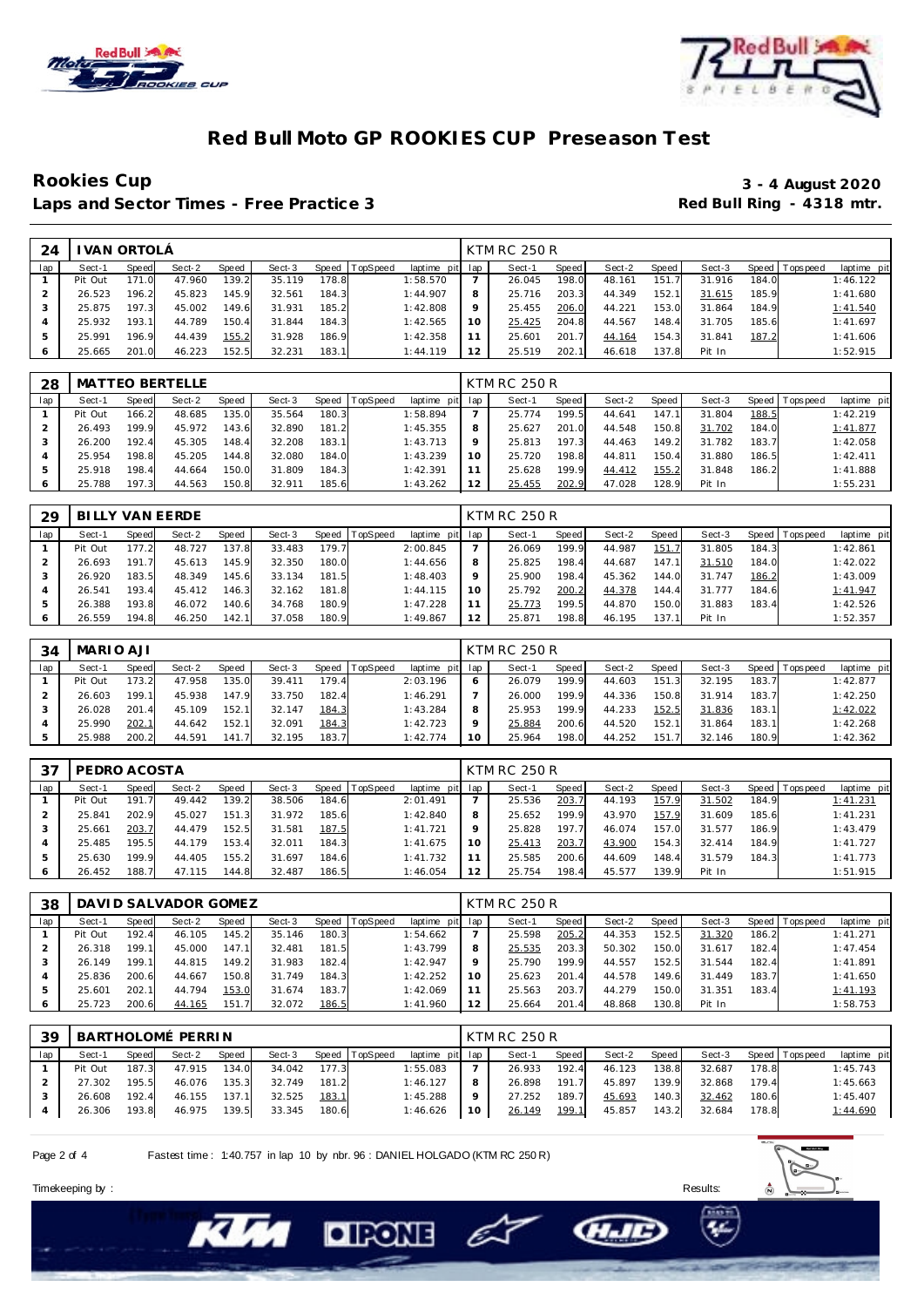# Red Bull Moto GP ROOKIES CUP Preseason Test

## Rookies Cup

**3 - 4 August 2020**

**Laps and Sector Times - Free Practice 3**

**Red Bull Ring - 4318 mtr.**

| 24 | IVAN ORTOLÁ | | | | | | | | KTM RC 250 R | | | | | | | | |
|---|---|---|---|---|---|---|---|---|---|---|---|---|---|---|---|---|---|
| lap | Sect-1 | Speed | Sect-2 | Speed | Sect-3 | Speed | TopSpeed | laptime pit | lap | Sect-1 | Speed | Sect-2 | Speed | Sect-3 | Speed | Topspeed | laptime pit |
| 1 | Pit Out | 171.0 | 47.960 | 139.2 | 35.119 | 178.8 | | 1:58.570 | 7 | 26.045 | 198.0 | 48.161 | 151.7 | 31.916 | 184.0 | | 1:46.122 |
| 2 | 26.523 | 196.2 | 45.823 | 145.9 | 32.561 | 184.3 | | 1:44.907 | 8 | 25.716 | 203.3 | 44.349 | 152.1 | 31.615 | 185.9 | | 1:41.680 |
| 3 | 25.875 | 197.3 | 45.002 | 149.6 | 31.931 | 185.2 | | 1:42.808 | 9 | 25.455 | 206.0 | 44.221 | 153.0 | 31.864 | 184.9 | | 1:41.540 |
| 4 | 25.932 | 193.1 | 44.789 | 150.4 | 31.844 | 184.3 | | 1:42.565 | 10 | 25.425 | 204.8 | 44.567 | 148.4 | 31.705 | 185.6 | | 1:41.697 |
| 5 | 25.991 | 196.9 | 44.439 | 155.2 | 31.928 | 186.9 | | 1:42.358 | 11 | 25.601 | 201.7 | 44.164 | 154.3 | 31.841 | 187.2 | | 1:41.606 |
| 6 | 25.665 | 201.0 | 46.223 | 152.5 | 32.231 | 183.1 | | 1:44.119 | 12 | 25.519 | 202.1 | 46.618 | 137.8 | Pit In | | | 1:52.915 |

| 28 | MATTEO BERTELLE | | | | | | | | KTM RC 250 R | | | | | | | | |
|---|---|---|---|---|---|---|---|---|---|---|---|---|---|---|---|---|---|
| lap | Sect-1 | Speed | Sect-2 | Speed | Sect-3 | Speed | TopSpeed | laptime pit | lap | Sect-1 | Speed | Sect-2 | Speed | Sect-3 | Speed | Topspeed | laptime pit |
| 1 | Pit Out | 166.2 | 48.685 | 135.0 | 35.564 | 180.3 | | 1:58.894 | 7 | 25.774 | 199.5 | 44.641 | 147.1 | 31.804 | 188.5 | | 1:42.219 |
| 2 | 26.493 | 199.9 | 45.972 | 143.6 | 32.890 | 181.2 | | 1:45.355 | 8 | 25.627 | 201.0 | 44.548 | 150.8 | 31.702 | 184.0 | | 1:41.877 |
| 3 | 26.200 | 192.4 | 45.305 | 148.4 | 32.208 | 183.1 | | 1:43.713 | 9 | 25.813 | 197.3 | 44.463 | 149.2 | 31.782 | 183.7 | | 1:42.058 |
| 4 | 25.954 | 198.8 | 45.205 | 144.8 | 32.080 | 184.0 | | 1:43.239 | 10 | 25.720 | 198.8 | 44.811 | 150.4 | 31.880 | 186.5 | | 1:42.411 |
| 5 | 25.918 | 198.4 | 44.664 | 150.0 | 31.809 | 184.3 | | 1:42.391 | 11 | 25.628 | 199.9 | 44.412 | 155.2 | 31.848 | 186.2 | | 1:41.888 |
| 6 | 25.788 | 197.3 | 44.563 | 150.8 | 32.911 | 185.6 | | 1:43.262 | 12 | 25.455 | 202.9 | 47.028 | 128.9 | Pit In | | | 1:55.231 |

| 29 | BILLY VAN EERDE | | | | | | | | KTM RC 250 R | | | | | | | | |
|---|---|---|---|---|---|---|---|---|---|---|---|---|---|---|---|---|---|
| lap | Sect-1 | Speed | Sect-2 | Speed | Sect-3 | Speed | TopSpeed | laptime pit | lap | Sect-1 | Speed | Sect-2 | Speed | Sect-3 | Speed | Topspeed | laptime pit |
| 1 | Pit Out | 177.2 | 48.727 | 137.8 | 33.483 | 179.7 | | 2:00.845 | 7 | 26.069 | 199.9 | 44.987 | 151.7 | 31.805 | 184.3 | | 1:42.861 |
| 2 | 26.693 | 191.7 | 45.613 | 145.9 | 32.350 | 180.0 | | 1:44.656 | 8 | 25.825 | 198.4 | 44.687 | 147.1 | 31.510 | 184.0 | | 1:42.022 |
| 3 | 26.920 | 183.5 | 48.349 | 145.6 | 33.134 | 181.5 | | 1:48.403 | 9 | 25.900 | 198.4 | 45.362 | 144.0 | 31.747 | 186.2 | | 1:43.009 |
| 4 | 26.541 | 193.4 | 45.412 | 146.3 | 32.162 | 181.8 | | 1:44.115 | 10 | 25.792 | 200.2 | 44.378 | 144.4 | 31.777 | 184.6 | | 1:41.947 |
| 5 | 26.388 | 193.8 | 46.072 | 140.6 | 34.768 | 180.9 | | 1:47.228 | 11 | 25.773 | 199.5 | 44.870 | 150.0 | 31.883 | 183.4 | | 1:42.526 |
| 6 | 26.559 | 194.8 | 46.250 | 142.1 | 37.058 | 180.9 | | 1:49.867 | 12 | 25.871 | 198.8 | 46.195 | 137.1 | Pit In | | | 1:52.357 |

| 34 | MARIO AJI | | | | | | | | KTM RC 250 R | | | | | | | | |
|---|---|---|---|---|---|---|---|---|---|---|---|---|---|---|---|---|---|
| lap | Sect-1 | Speed | Sect-2 | Speed | Sect-3 | Speed | TopSpeed | laptime pit | lap | Sect-1 | Speed | Sect-2 | Speed | Sect-3 | Speed | Topspeed | laptime pit |
| 1 | Pit Out | 173.2 | 47.958 | 135.0 | 39.411 | 179.4 | | 2:03.196 | 6 | 26.079 | 199.9 | 44.603 | 151.3 | 32.195 | 183.7 | | 1:42.877 |
| 2 | 26.603 | 199.1 | 45.938 | 147.9 | 33.750 | 182.4 | | 1:46.291 | 7 | 26.000 | 199.9 | 44.336 | 150.8 | 31.914 | 183.7 | | 1:42.250 |
| 3 | 26.028 | 201.4 | 45.109 | 152.1 | 32.147 | 184.3 | | 1:43.284 | 8 | 25.953 | 199.9 | 44.233 | 152.5 | 31.836 | 183.1 | | 1:42.022 |
| 4 | 25.990 | 202.1 | 44.642 | 152.1 | 32.091 | 184.3 | | 1:42.723 | 9 | 25.884 | 200.6 | 44.520 | 152.1 | 31.864 | 183.1 | | 1:42.268 |
| 5 | 25.988 | 200.2 | 44.591 | 141.7 | 32.195 | 183.7 | | 1:42.774 | 10 | 25.964 | 198.0 | 44.252 | 151.7 | 32.146 | 180.9 | | 1:42.362 |

| 37 | PEDRO ACOSTA | | | | | | | | KTM RC 250 R | | | | | | | | |
|---|---|---|---|---|---|---|---|---|---|---|---|---|---|---|---|---|---|
| lap | Sect-1 | Speed | Sect-2 | Speed | Sect-3 | Speed | TopSpeed | laptime pit | lap | Sect-1 | Speed | Sect-2 | Speed | Sect-3 | Speed | Topspeed | laptime pit |
| 1 | Pit Out | 191.7 | 49.442 | 139.2 | 38.506 | 184.6 | | 2:01.491 | 7 | 25.536 | 203.7 | 44.193 | 157.9 | 31.502 | 184.9 | | 1:41.231 |
| 2 | 25.841 | 202.9 | 45.027 | 151.3 | 31.972 | 185.6 | | 1:42.840 | 8 | 25.652 | 199.9 | 43.970 | 157.9 | 31.609 | 185.6 | | 1:41.231 |
| 3 | 25.661 | 203.7 | 44.479 | 152.5 | 31.581 | 187.5 | | 1:41.721 | 9 | 25.828 | 197.7 | 46.074 | 157.0 | 31.577 | 186.9 | | 1:43.479 |
| 4 | 25.485 | 195.5 | 44.179 | 153.4 | 32.011 | 184.3 | | 1:41.675 | 10 | 25.413 | 203.7 | 43.900 | 154.3 | 32.414 | 184.9 | | 1:41.727 |
| 5 | 25.630 | 199.9 | 44.405 | 155.2 | 31.697 | 184.6 | | 1:41.732 | 11 | 25.585 | 200.6 | 44.609 | 148.4 | 31.579 | 184.3 | | 1:41.773 |
| 6 | 26.452 | 188.7 | 47.115 | 144.8 | 32.487 | 186.5 | | 1:46.054 | 12 | 25.754 | 198.4 | 45.577 | 139.9 | Pit In | | | 1:51.915 |

| 38 | DAVID SALVADOR GOMEZ | | | | | | | | KTM RC 250 R | | | | | | | | |
|---|---|---|---|---|---|---|---|---|---|---|---|---|---|---|---|---|---|
| lap | Sect-1 | Speed | Sect-2 | Speed | Sect-3 | Speed | TopSpeed | laptime pit | lap | Sect-1 | Speed | Sect-2 | Speed | Sect-3 | Speed | Topspeed | laptime pit |
| 1 | Pit Out | 192.4 | 46.105 | 145.2 | 35.146 | 180.3 | | 1:54.662 | 7 | 25.598 | 205.2 | 44.353 | 152.5 | 31.320 | 186.2 | | 1:41.271 |
| 2 | 26.318 | 199.1 | 45.000 | 147.1 | 32.481 | 181.5 | | 1:43.799 | 8 | 25.535 | 203.3 | 50.302 | 150.0 | 31.617 | 182.4 | | 1:47.454 |
| 3 | 26.149 | 199.1 | 44.815 | 149.2 | 31.983 | 182.4 | | 1:42.947 | 9 | 25.790 | 199.9 | 44.557 | 152.5 | 31.544 | 182.4 | | 1:41.891 |
| 4 | 25.836 | 200.6 | 44.667 | 150.8 | 31.749 | 184.3 | | 1:42.252 | 10 | 25.623 | 201.4 | 44.578 | 149.6 | 31.449 | 183.7 | | 1:41.650 |
| 5 | 25.601 | 202.1 | 44.794 | 153.0 | 31.674 | 183.7 | | 1:42.069 | 11 | 25.563 | 203.7 | 44.279 | 150.0 | 31.351 | 183.4 | | 1:41.193 |
| 6 | 25.723 | 200.6 | 44.165 | 151.7 | 32.072 | 186.5 | | 1:41.960 | 12 | 25.664 | 201.4 | 48.868 | 130.8 | Pit In | | | 1:58.753 |

| 39 | BARTHOLOMÉ PERRIN | | | | | | | | KTM RC 250 R | | | | | | | | |
|---|---|---|---|---|---|---|---|---|---|---|---|---|---|---|---|---|---|
| lap | Sect-1 | Speed | Sect-2 | Speed | Sect-3 | Speed | TopSpeed | laptime pit | lap | Sect-1 | Speed | Sect-2 | Speed | Sect-3 | Speed | Topspeed | laptime pit |
| 1 | Pit Out | 187.3 | 47.915 | 134.0 | 34.042 | 177.3 | | 1:55.083 | 7 | 26.933 | 192.4 | 46.123 | 138.8 | 32.687 | 178.8 | | 1:45.743 |
| 2 | 27.302 | 195.5 | 46.076 | 135.3 | 32.749 | 181.2 | | 1:46.127 | 8 | 26.898 | 191.7 | 45.897 | 139.9 | 32.868 | 179.4 | | 1:45.663 |
| 3 | 26.608 | 192.4 | 46.155 | 137.1 | 32.525 | 183.1 | | 1:45.288 | 9 | 27.252 | 189.7 | 45.693 | 140.3 | 32.462 | 180.6 | | 1:45.407 |
| 4 | 26.306 | 193.8 | 46.975 | 139.5 | 33.345 | 180.6 | | 1:46.626 | 10 | 26.149 | 199.1 | 45.857 | 143.2 | 32.684 | 178.8 | | 1:44.690 |

Fastest time : 1:40.757 in lap 10 by nbr. 96 : DANIEL HOLGADO (KTM RC 250 R)

Timekeeping by : Results: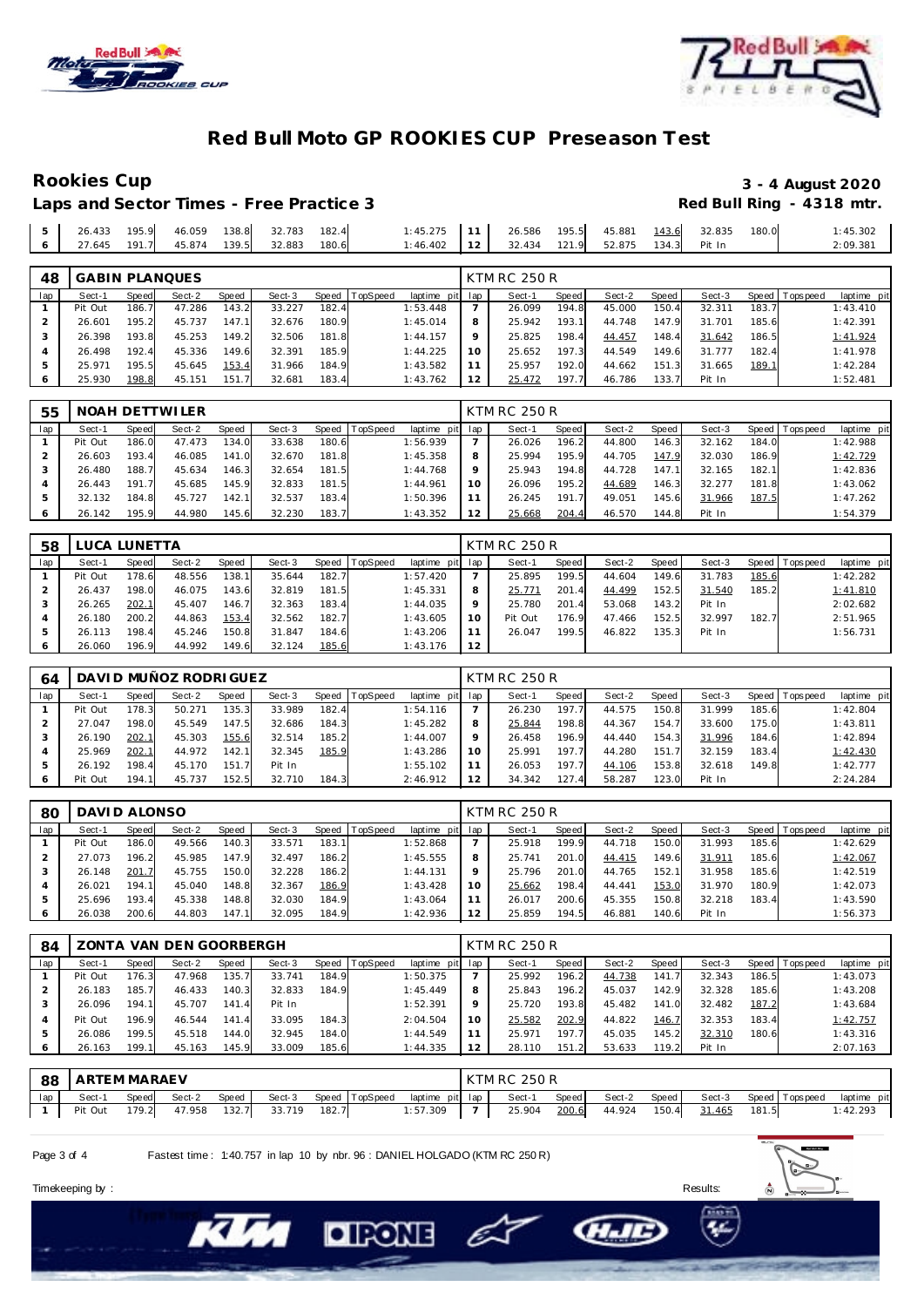# Red Bull Moto GP ROOKIES CUP Preseason Test

## Rookies Cup

**3 - 4 August 2020**

**Laps and Sector Times - Free Practice 3**

**Red Bull Ring - 4318 mtr.**

| lap | Sect-1 | Speed | Sect-2 | Speed | Sect-3 | Speed | TopSpeed | laptime pit | lap | Sect-1 | Speed | Sect-2 | Speed | Sect-3 | Speed | Topspeed | laptime pit |
|---|---|---|---|---|---|---|---|---|---|---|---|---|---|---|---|---|---|
| 5 | 26.433 | 195.9 | 46.059 | 138.8 | 32.783 | 182.4 | | 1:45.275 | 11 | 26.586 | 195.5 | 45.881 | 143.6 | 32.835 | 180.0 | | 1:45.302 |
| 6 | 27.645 | 191.7 | 45.874 | 139.5 | 32.883 | 180.6 | | 1:46.402 | 12 | 32.434 | 121.9 | 52.875 | 134.3 | Pit In | | | 2:09.381 |

### 48 GABIN PLANQUES — KTM RC 250 R

| lap | Sect-1 | Speed | Sect-2 | Speed | Sect-3 | Speed | TopSpeed | laptime pit | lap | Sect-1 | Speed | Sect-2 | Speed | Sect-3 | Speed | Topspeed | laptime pit |
|---|---|---|---|---|---|---|---|---|---|---|---|---|---|---|---|---|---|
| 1 | Pit Out | 186.7 | 47.286 | 143.2 | 33.227 | 182.4 | | 1:53.448 | 7 | 26.099 | 194.8 | 45.000 | 150.4 | 32.311 | 183.7 | | 1:43.410 |
| 2 | 26.601 | 195.2 | 45.737 | 147.1 | 32.676 | 180.9 | | 1:45.014 | 8 | 25.942 | 193.1 | 44.748 | 147.9 | 31.701 | 185.6 | | 1:42.391 |
| 3 | 26.398 | 193.8 | 45.253 | 149.2 | 32.506 | 181.8 | | 1:44.157 | 9 | 25.825 | 198.4 | 44.457 | 148.4 | 31.642 | 186.5 | | 1:41.924 |
| 4 | 26.498 | 192.4 | 45.336 | 149.6 | 32.391 | 185.9 | | 1:44.225 | 10 | 25.652 | 197.3 | 44.549 | 149.6 | 31.777 | 182.4 | | 1:41.978 |
| 5 | 25.971 | 195.5 | 45.645 | 153.4 | 31.966 | 184.9 | | 1:43.582 | 11 | 25.957 | 192.0 | 44.662 | 151.3 | 31.665 | 189.1 | | 1:42.284 |
| 6 | 25.930 | 198.8 | 45.151 | 151.7 | 32.681 | 183.4 | | 1:43.762 | 12 | 25.472 | 197.7 | 46.786 | 133.7 | Pit In | | | 1:52.481 |

### 55 NOAH DETTWILER — KTM RC 250 R

| lap | Sect-1 | Speed | Sect-2 | Speed | Sect-3 | Speed | TopSpeed | laptime pit | lap | Sect-1 | Speed | Sect-2 | Speed | Sect-3 | Speed | Topspeed | laptime pit |
|---|---|---|---|---|---|---|---|---|---|---|---|---|---|---|---|---|---|
| 1 | Pit Out | 186.0 | 47.473 | 134.0 | 33.638 | 180.6 | | 1:56.939 | 7 | 26.026 | 196.2 | 44.800 | 146.3 | 32.162 | 184.0 | | 1:42.988 |
| 2 | 26.603 | 193.4 | 46.085 | 141.0 | 32.670 | 181.8 | | 1:45.358 | 8 | 25.994 | 195.9 | 44.705 | 147.9 | 32.030 | 186.9 | | 1:42.729 |
| 3 | 26.480 | 188.7 | 45.634 | 146.3 | 32.654 | 181.5 | | 1:44.768 | 9 | 25.943 | 194.8 | 44.728 | 147.1 | 32.165 | 182.1 | | 1:42.836 |
| 4 | 26.443 | 191.7 | 45.685 | 145.9 | 32.833 | 181.5 | | 1:44.961 | 10 | 26.096 | 195.2 | 44.689 | 146.3 | 32.277 | 181.8 | | 1:43.062 |
| 5 | 32.132 | 184.8 | 45.727 | 142.1 | 32.537 | 183.4 | | 1:50.396 | 11 | 26.245 | 191.7 | 49.051 | 145.6 | 31.966 | 187.5 | | 1:47.262 |
| 6 | 26.142 | 195.9 | 44.980 | 145.6 | 32.230 | 183.7 | | 1:43.352 | 12 | 25.668 | 204.4 | 46.570 | 144.8 | Pit In | | | 1:54.379 |

### 58 LUCA LUNETTA — KTM RC 250 R

| lap | Sect-1 | Speed | Sect-2 | Speed | Sect-3 | Speed | TopSpeed | laptime pit | lap | Sect-1 | Speed | Sect-2 | Speed | Sect-3 | Speed | Topspeed | laptime pit |
|---|---|---|---|---|---|---|---|---|---|---|---|---|---|---|---|---|---|
| 1 | Pit Out | 178.6 | 48.556 | 138.1 | 35.644 | 182.7 | | 1:57.420 | 7 | 25.895 | 199.5 | 44.604 | 149.6 | 31.783 | 185.6 | | 1:42.282 |
| 2 | 26.437 | 198.0 | 46.075 | 143.6 | 32.819 | 181.5 | | 1:45.331 | 8 | 25.771 | 201.4 | 44.499 | 152.5 | 31.540 | 185.2 | | 1:41.810 |
| 3 | 26.265 | 202.1 | 45.407 | 146.7 | 32.363 | 183.4 | | 1:44.035 | 9 | 25.780 | 201.4 | 53.068 | 143.2 | Pit In | | | 2:02.682 |
| 4 | 26.180 | 200.2 | 44.863 | 153.4 | 32.562 | 182.7 | | 1:43.605 | 10 | Pit Out | 176.9 | 47.466 | 152.5 | 32.997 | 182.7 | | 2:51.965 |
| 5 | 26.113 | 198.4 | 45.246 | 150.8 | 31.847 | 184.6 | | 1:43.206 | 11 | 26.047 | 199.5 | 46.822 | 135.3 | Pit In | | | 1:56.731 |
| 6 | 26.060 | 196.9 | 44.992 | 149.6 | 32.124 | 185.6 | | 1:43.176 | 12 | | | | | | | | |

### 64 DAVID MUÑOZ RODRIGUEZ — KTM RC 250 R

| lap | Sect-1 | Speed | Sect-2 | Speed | Sect-3 | Speed | TopSpeed | laptime pit | lap | Sect-1 | Speed | Sect-2 | Speed | Sect-3 | Speed | Topspeed | laptime pit |
|---|---|---|---|---|---|---|---|---|---|---|---|---|---|---|---|---|---|
| 1 | Pit Out | 178.3 | 50.271 | 135.3 | 33.989 | 182.4 | | 1:54.116 | 7 | 26.230 | 197.7 | 44.575 | 150.8 | 31.999 | 185.6 | | 1:42.804 |
| 2 | 27.047 | 198.0 | 45.549 | 147.5 | 32.686 | 184.3 | | 1:45.282 | 8 | 25.844 | 198.8 | 44.367 | 154.7 | 33.600 | 175.0 | | 1:43.811 |
| 3 | 26.190 | 202.1 | 45.303 | 155.6 | 32.514 | 185.2 | | 1:44.007 | 9 | 26.458 | 196.9 | 44.440 | 154.3 | 31.996 | 184.6 | | 1:42.894 |
| 4 | 25.969 | 202.1 | 44.972 | 142.1 | 32.345 | 185.9 | | 1:43.286 | 10 | 25.991 | 197.7 | 44.280 | 151.7 | 32.159 | 183.4 | | 1:42.430 |
| 5 | 26.192 | 198.4 | 45.170 | 151.7 | Pit In | | | 1:55.102 | 11 | 26.053 | 197.7 | 44.106 | 153.8 | 32.618 | 149.8 | | 1:42.777 |
| 6 | Pit Out | 194.1 | 45.737 | 152.5 | 32.710 | 184.3 | | 2:46.912 | 12 | 34.342 | 127.4 | 58.287 | 123.0 | Pit In | | | 2:24.284 |

### 80 DAVID ALONSO — KTM RC 250 R

| lap | Sect-1 | Speed | Sect-2 | Speed | Sect-3 | Speed | TopSpeed | laptime pit | lap | Sect-1 | Speed | Sect-2 | Speed | Sect-3 | Speed | Topspeed | laptime pit |
|---|---|---|---|---|---|---|---|---|---|---|---|---|---|---|---|---|---|
| 1 | Pit Out | 186.0 | 49.566 | 140.3 | 33.571 | 183.1 | | 1:52.868 | 7 | 25.918 | 199.9 | 44.718 | 150.0 | 31.993 | 185.6 | | 1:42.629 |
| 2 | 27.073 | 196.2 | 45.985 | 147.9 | 32.497 | 186.2 | | 1:45.555 | 8 | 25.741 | 201.0 | 44.415 | 149.6 | 31.911 | 185.6 | | 1:42.067 |
| 3 | 26.148 | 201.7 | 45.755 | 150.0 | 32.228 | 186.2 | | 1:44.131 | 9 | 25.796 | 201.0 | 44.765 | 152.1 | 31.958 | 185.6 | | 1:42.519 |
| 4 | 26.021 | 194.1 | 45.040 | 148.8 | 32.367 | 186.9 | | 1:43.428 | 10 | 25.662 | 198.4 | 44.441 | 153.0 | 31.970 | 180.9 | | 1:42.073 |
| 5 | 25.696 | 193.4 | 45.338 | 148.8 | 32.030 | 184.9 | | 1:43.064 | 11 | 26.017 | 200.6 | 45.355 | 150.8 | 32.218 | 183.4 | | 1:43.590 |
| 6 | 26.038 | 200.6 | 44.803 | 147.1 | 32.095 | 184.9 | | 1:42.936 | 12 | 25.859 | 194.5 | 46.881 | 140.6 | Pit In | | | 1:56.373 |

### 84 ZONTA VAN DEN GOORBERGH — KTM RC 250 R

| lap | Sect-1 | Speed | Sect-2 | Speed | Sect-3 | Speed | TopSpeed | laptime pit | lap | Sect-1 | Speed | Sect-2 | Speed | Sect-3 | Speed | Topspeed | laptime pit |
|---|---|---|---|---|---|---|---|---|---|---|---|---|---|---|---|---|---|
| 1 | Pit Out | 176.3 | 47.968 | 135.7 | 33.741 | 184.9 | | 1:50.375 | 7 | 25.992 | 196.2 | 44.738 | 141.7 | 32.343 | 186.5 | | 1:43.073 |
| 2 | 26.183 | 185.7 | 46.433 | 140.3 | 32.833 | 184.9 | | 1:45.449 | 8 | 25.843 | 196.2 | 45.037 | 142.9 | 32.328 | 185.6 | | 1:43.208 |
| 3 | 26.096 | 194.1 | 45.707 | 141.4 | Pit In | | | 1:52.391 | 9 | 25.720 | 193.8 | 45.482 | 141.0 | 32.482 | 187.2 | | 1:43.684 |
| 4 | Pit Out | 196.9 | 46.544 | 141.4 | 33.095 | 184.3 | | 2:04.504 | 10 | 25.582 | 202.9 | 44.822 | 146.7 | 32.353 | 183.4 | | 1:42.757 |
| 5 | 26.086 | 199.5 | 45.518 | 144.0 | 32.945 | 184.0 | | 1:44.549 | 11 | 25.971 | 197.7 | 45.035 | 145.2 | 32.310 | 180.6 | | 1:43.316 |
| 6 | 26.163 | 199.1 | 45.163 | 145.9 | 33.009 | 185.6 | | 1:44.335 | 12 | 28.110 | 151.2 | 53.633 | 119.2 | Pit In | | | 2:07.163 |

### 88 ARTEM MARAEV — KTM RC 250 R

| lap | Sect-1 | Speed | Sect-2 | Speed | Sect-3 | Speed | TopSpeed | laptime pit | lap | Sect-1 | Speed | Sect-2 | Speed | Sect-3 | Speed | Topspeed | laptime pit |
|---|---|---|---|---|---|---|---|---|---|---|---|---|---|---|---|---|---|
| 1 | Pit Out | 179.2 | 47.958 | 132.7 | 33.719 | 182.7 | | 1:57.309 | 7 | 25.904 | 200.6 | 44.924 | 150.4 | 31.465 | 181.5 | | 1:42.293 |

Fastest time : 1:40.757 in lap 10 by nbr. 96 : DANIEL HOLGADO (KTM RC 250 R)

Timekeeping by : Results: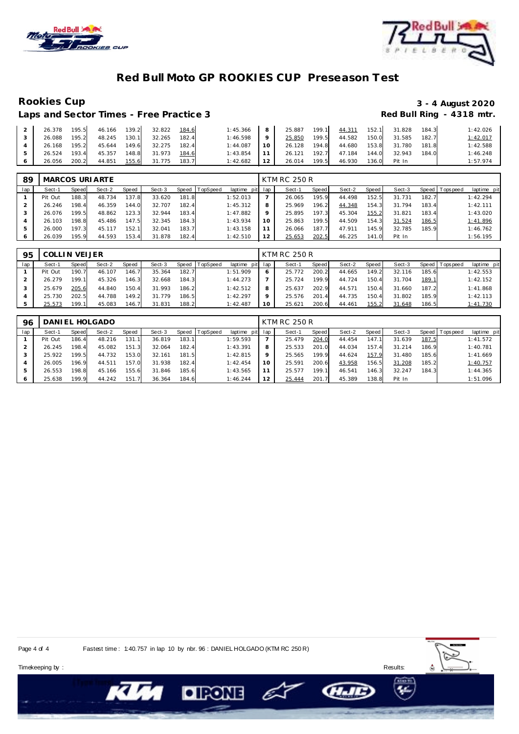# Red Bull Moto GP ROOKIES CUP Preseason Test

## Rookies Cup

**3 - 4 August 2020**

**Laps and Sector Times - Free Practice 3**

**Red Bull Ring - 4318 mtr.**

| lap | Sect-1 | Speed | Sect-2 | Speed | Sect-3 | Speed | TopSpeed | laptime pit | lap | Sect-1 | Speed | Sect-2 | Speed | Sect-3 | Speed | Topspeed | laptime pit |
|---|---|---|---|---|---|---|---|---|---|---|---|---|---|---|---|---|---|
| 2 | 26.378 | 195.5 | 46.166 | 139.2 | 32.822 | 184.6 | | 1:45.366 | 8 | 25.887 | 199.1 | 44.311 | 152.1 | 31.828 | 184.3 | | 1:42.026 |
| 3 | 26.088 | 195.2 | 48.245 | 130.1 | 32.265 | 182.4 | | 1:46.598 | 9 | 25.850 | 199.5 | 44.582 | 150.0 | 31.585 | 182.7 | | 1:42.017 |
| 4 | 26.168 | 195.2 | 45.644 | 149.6 | 32.275 | 182.4 | | 1:44.087 | 10 | 26.128 | 194.8 | 44.680 | 153.8 | 31.780 | 181.8 | | 1:42.588 |
| 5 | 26.524 | 193.4 | 45.357 | 148.8 | 31.973 | 184.6 | | 1:43.854 | 11 | 26.121 | 192.7 | 47.184 | 144.0 | 32.943 | 184.0 | | 1:46.248 |
| 6 | 26.056 | 200.2 | 44.851 | 155.6 | 31.775 | 183.7 | | 1:42.682 | 12 | 26.014 | 199.5 | 46.930 | 136.0 | Pit In | | | 1:57.974 |

**89 MARCOS URIARTE** — KTM RC 250 R

| lap | Sect-1 | Speed | Sect-2 | Speed | Sect-3 | Speed | TopSpeed | laptime pit | lap | Sect-1 | Speed | Sect-2 | Speed | Sect-3 | Speed | Topspeed | laptime pit |
|---|---|---|---|---|---|---|---|---|---|---|---|---|---|---|---|---|---|
| 1 | Pit Out | 188.3 | 48.734 | 137.8 | 33.620 | 181.8 | | 1:52.013 | 7 | 26.065 | 195.9 | 44.498 | 152.5 | 31.731 | 182.7 | | 1:42.294 |
| 2 | 26.246 | 198.4 | 46.359 | 144.0 | 32.707 | 182.4 | | 1:45.312 | 8 | 25.969 | 196.2 | 44.348 | 154.3 | 31.794 | 183.4 | | 1:42.111 |
| 3 | 26.076 | 199.5 | 48.862 | 123.3 | 32.944 | 183.4 | | 1:47.882 | 9 | 25.895 | 197.3 | 45.304 | 155.2 | 31.821 | 183.4 | | 1:43.020 |
| 4 | 26.103 | 198.8 | 45.486 | 147.5 | 32.345 | 184.3 | | 1:43.934 | 10 | 25.863 | 199.5 | 44.509 | 154.3 | 31.524 | 186.5 | | 1:41.896 |
| 5 | 26.000 | 197.3 | 45.117 | 152.1 | 32.041 | 183.7 | | 1:43.158 | 11 | 26.066 | 187.7 | 47.911 | 145.9 | 32.785 | 185.9 | | 1:46.762 |
| 6 | 26.039 | 195.9 | 44.593 | 153.4 | 31.878 | 182.4 | | 1:42.510 | 12 | 25.653 | 202.5 | 46.225 | 141.0 | Pit In | | | 1:56.195 |

**95 COLLIN VEIJER** — KTM RC 250 R

| lap | Sect-1 | Speed | Sect-2 | Speed | Sect-3 | Speed | TopSpeed | laptime pit | lap | Sect-1 | Speed | Sect-2 | Speed | Sect-3 | Speed | Topspeed | laptime pit |
|---|---|---|---|---|---|---|---|---|---|---|---|---|---|---|---|---|---|
| 1 | Pit Out | 190.7 | 46.107 | 146.7 | 35.364 | 182.7 | | 1:51.909 | 6 | 25.772 | 200.2 | 44.665 | 149.2 | 32.116 | 185.6 | | 1:42.553 |
| 2 | 26.279 | 199.1 | 45.326 | 146.3 | 32.668 | 184.3 | | 1:44.273 | 7 | 25.724 | 199.9 | 44.724 | 150.4 | 31.704 | 189.1 | | 1:42.152 |
| 3 | 25.679 | 205.6 | 44.840 | 150.4 | 31.993 | 186.2 | | 1:42.512 | 8 | 25.637 | 202.9 | 44.571 | 150.4 | 31.660 | 187.2 | | 1:41.868 |
| 4 | 25.730 | 202.5 | 44.788 | 149.2 | 31.779 | 186.5 | | 1:42.297 | 9 | 25.576 | 201.4 | 44.735 | 150.4 | 31.802 | 185.9 | | 1:42.113 |
| 5 | 25.573 | 199.1 | 45.083 | 146.7 | 31.831 | 188.2 | | 1:42.487 | 10 | 25.621 | 200.6 | 44.461 | 155.2 | 31.648 | 186.5 | | 1:41.730 |

**96 DANIEL HOLGADO** — KTM RC 250 R

| lap | Sect-1 | Speed | Sect-2 | Speed | Sect-3 | Speed | TopSpeed | laptime pit | lap | Sect-1 | Speed | Sect-2 | Speed | Sect-3 | Speed | Topspeed | laptime pit |
|---|---|---|---|---|---|---|---|---|---|---|---|---|---|---|---|---|---|
| 1 | Pit Out | 186.4 | 48.216 | 131.1 | 36.819 | 183.1 | | 1:59.593 | 7 | 25.479 | 204.0 | 44.454 | 147.1 | 31.639 | 187.5 | | 1:41.572 |
| 2 | 26.245 | 198.4 | 45.082 | 151.3 | 32.064 | 182.4 | | 1:43.391 | 8 | 25.533 | 201.0 | 44.034 | 157.4 | 31.214 | 186.9 | | 1:40.781 |
| 3 | 25.922 | 199.5 | 44.732 | 153.0 | 32.161 | 181.5 | | 1:42.815 | 9 | 25.565 | 199.9 | 44.624 | 157.9 | 31.480 | 185.6 | | 1:41.669 |
| 4 | 26.005 | 196.9 | 44.511 | 157.0 | 31.938 | 182.4 | | 1:42.454 | 10 | 25.591 | 200.6 | 43.958 | 156.5 | 31.208 | 185.2 | | 1:40.757 |
| 5 | 26.553 | 198.8 | 45.166 | 155.6 | 31.846 | 185.6 | | 1:43.565 | 11 | 25.577 | 199.1 | 46.541 | 146.3 | 32.247 | 184.3 | | 1:44.365 |
| 6 | 25.638 | 199.9 | 44.242 | 151.7 | 36.364 | 184.6 | | 1:46.244 | 12 | 25.444 | 201.7 | 45.389 | 138.8 | Pit In | | | 1:51.096 |

Fastest time : 1:40.757 in lap 10 by nbr. 96 : DANIEL HOLGADO (KTM RC 250 R)

Timekeeping by :

Results: